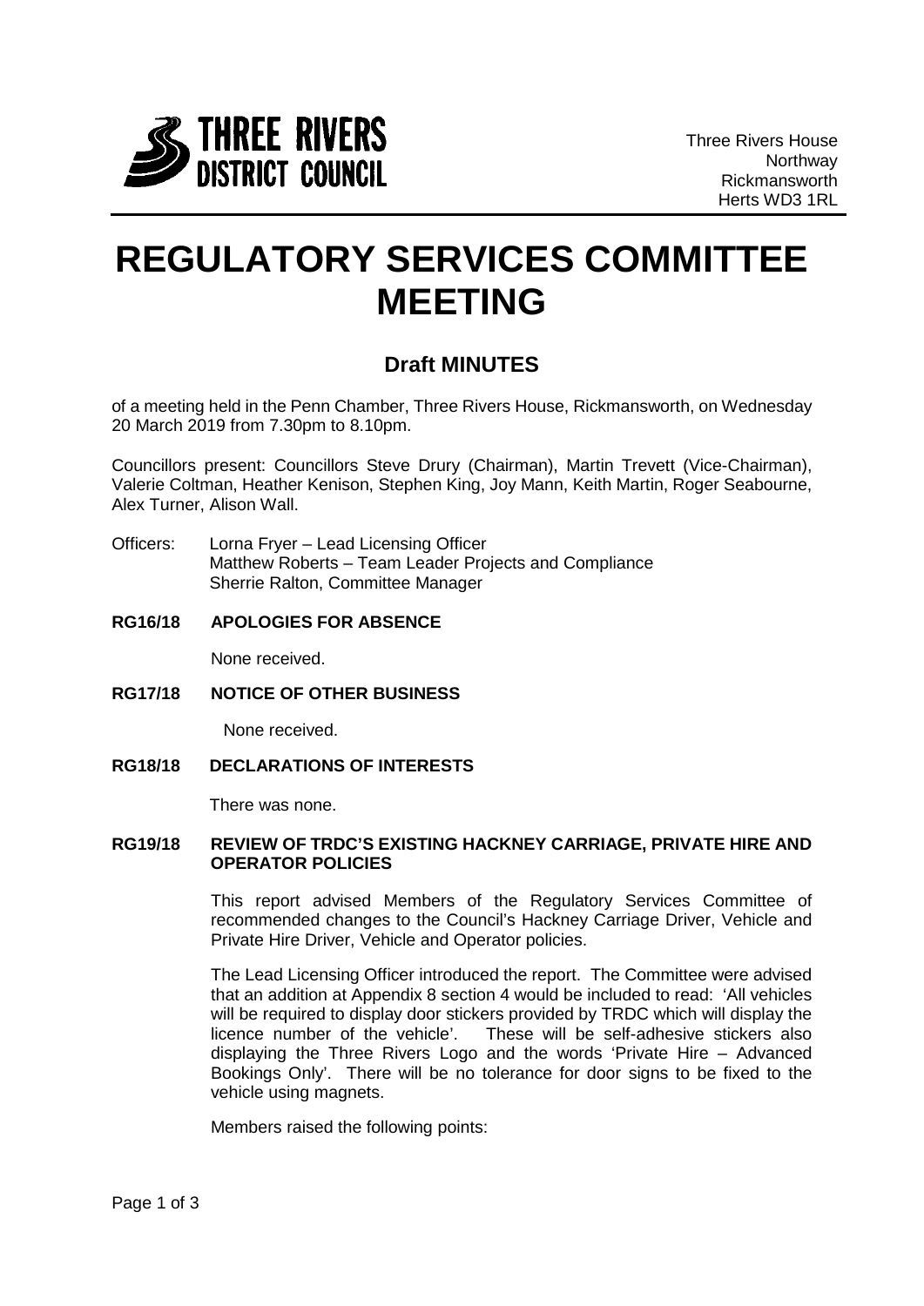THREE RIVERS DISTRICT COUNCIL

Three Rivers House
Northway
Rickmansworth
Herts WD3 1RL

# REGULATORY SERVICES COMMITTEE MEETING

## Draft MINUTES

of a meeting held in the Penn Chamber, Three Rivers House, Rickmansworth, on Wednesday 20 March 2019 from 7.30pm to 8.10pm.

Councillors present: Councillors Steve Drury (Chairman), Martin Trevett (Vice-Chairman), Valerie Coltman, Heather Kenison, Stephen King, Joy Mann, Keith Martin, Roger Seabourne, Alex Turner, Alison Wall.

Officers: Lorna Fryer – Lead Licensing Officer
Matthew Roberts – Team Leader Projects and Compliance
Sherrie Ralton, Committee Manager

**RG16/18 APOLOGIES FOR ABSENCE**

None received.

**RG17/18 NOTICE OF OTHER BUSINESS**

None received.

**RG18/18 DECLARATIONS OF INTERESTS**

There was none.

**RG19/18 REVIEW OF TRDC'S EXISTING HACKNEY CARRIAGE, PRIVATE HIRE AND OPERATOR POLICIES**

This report advised Members of the Regulatory Services Committee of recommended changes to the Council's Hackney Carriage Driver, Vehicle and Private Hire Driver, Vehicle and Operator policies.

The Lead Licensing Officer introduced the report. The Committee were advised that an addition at Appendix 8 section 4 would be included to read: 'All vehicles will be required to display door stickers provided by TRDC which will display the licence number of the vehicle'. These will be self-adhesive stickers also displaying the Three Rivers Logo and the words 'Private Hire – Advanced Bookings Only'. There will be no tolerance for door signs to be fixed to the vehicle using magnets.

Members raised the following points: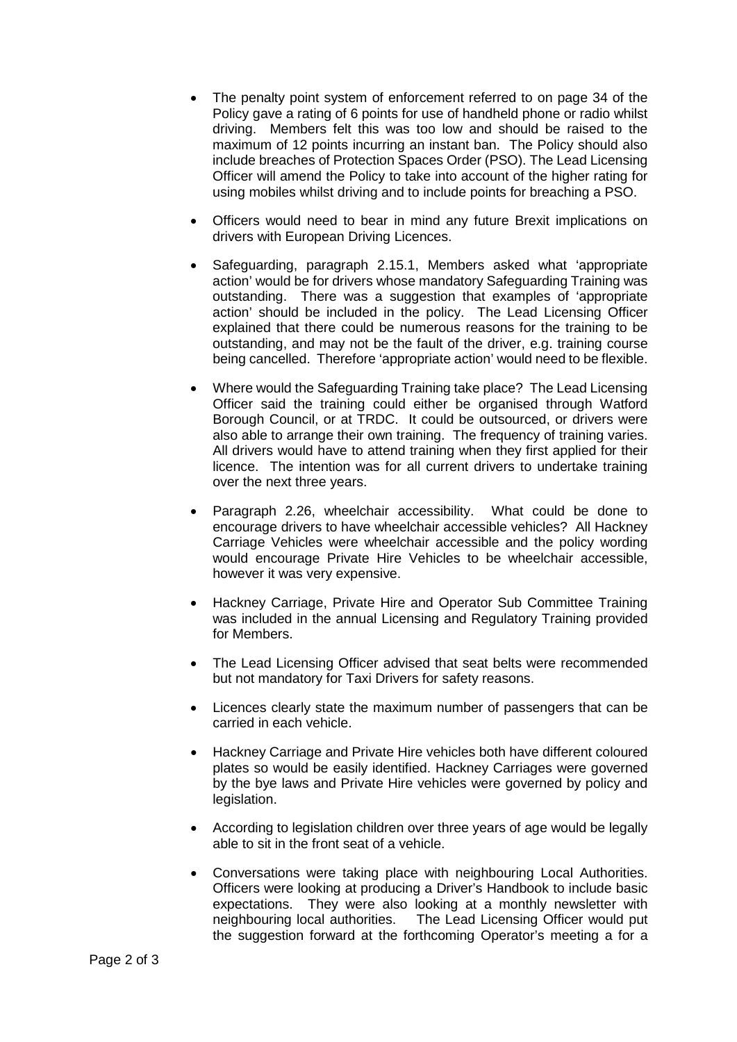- The penalty point system of enforcement referred to on page 34 of the Policy gave a rating of 6 points for use of handheld phone or radio whilst driving. Members felt this was too low and should be raised to the maximum of 12 points incurring an instant ban. The Policy should also include breaches of Protection Spaces Order (PSO). The Lead Licensing Officer will amend the Policy to take into account of the higher rating for using mobiles whilst driving and to include points for breaching a PSO.

- Officers would need to bear in mind any future Brexit implications on drivers with European Driving Licences.

- Safeguarding, paragraph 2.15.1, Members asked what 'appropriate action' would be for drivers whose mandatory Safeguarding Training was outstanding. There was a suggestion that examples of 'appropriate action' should be included in the policy. The Lead Licensing Officer explained that there could be numerous reasons for the training to be outstanding, and may not be the fault of the driver, e.g. training course being cancelled. Therefore 'appropriate action' would need to be flexible.

- Where would the Safeguarding Training take place? The Lead Licensing Officer said the training could either be organised through Watford Borough Council, or at TRDC. It could be outsourced, or drivers were also able to arrange their own training. The frequency of training varies. All drivers would have to attend training when they first applied for their licence. The intention was for all current drivers to undertake training over the next three years.

- Paragraph 2.26, wheelchair accessibility. What could be done to encourage drivers to have wheelchair accessible vehicles? All Hackney Carriage Vehicles were wheelchair accessible and the policy wording would encourage Private Hire Vehicles to be wheelchair accessible, however it was very expensive.

- Hackney Carriage, Private Hire and Operator Sub Committee Training was included in the annual Licensing and Regulatory Training provided for Members.

- The Lead Licensing Officer advised that seat belts were recommended but not mandatory for Taxi Drivers for safety reasons.

- Licences clearly state the maximum number of passengers that can be carried in each vehicle.

- Hackney Carriage and Private Hire vehicles both have different coloured plates so would be easily identified. Hackney Carriages were governed by the bye laws and Private Hire vehicles were governed by policy and legislation.

- According to legislation children over three years of age would be legally able to sit in the front seat of a vehicle.

- Conversations were taking place with neighbouring Local Authorities. Officers were looking at producing a Driver's Handbook to include basic expectations. They were also looking at a monthly newsletter with neighbouring local authorities. The Lead Licensing Officer would put the suggestion forward at the forthcoming Operator's meeting a for a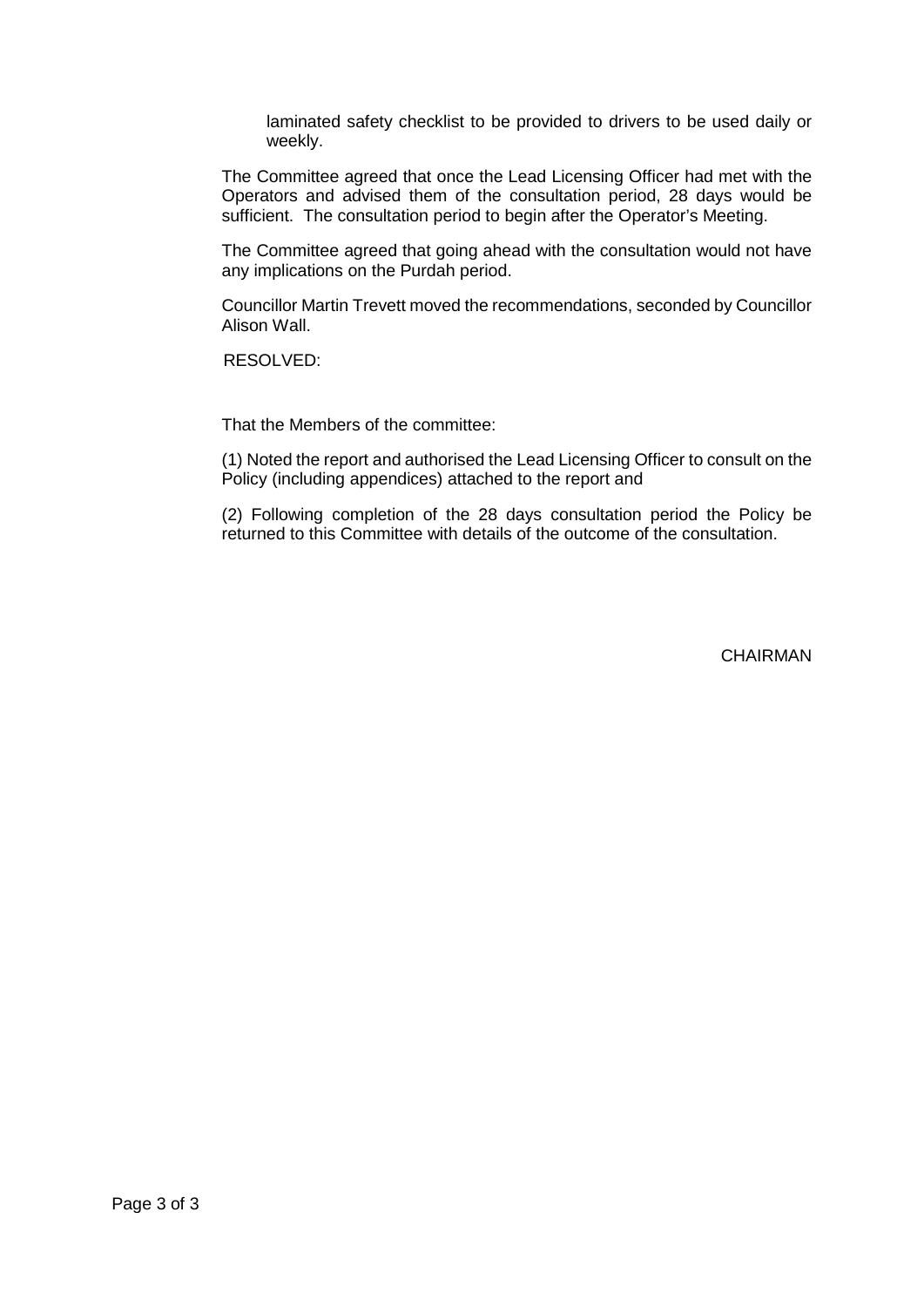laminated safety checklist to be provided to drivers to be used daily or weekly.

The Committee agreed that once the Lead Licensing Officer had met with the Operators and advised them of the consultation period, 28 days would be sufficient. The consultation period to begin after the Operator's Meeting.

The Committee agreed that going ahead with the consultation would not have any implications on the Purdah period.

Councillor Martin Trevett moved the recommendations, seconded by Councillor Alison Wall.

RESOLVED:

That the Members of the committee:

(1) Noted the report and authorised the Lead Licensing Officer to consult on the Policy (including appendices) attached to the report and

(2) Following completion of the 28 days consultation period the Policy be returned to this Committee with details of the outcome of the consultation.

CHAIRMAN